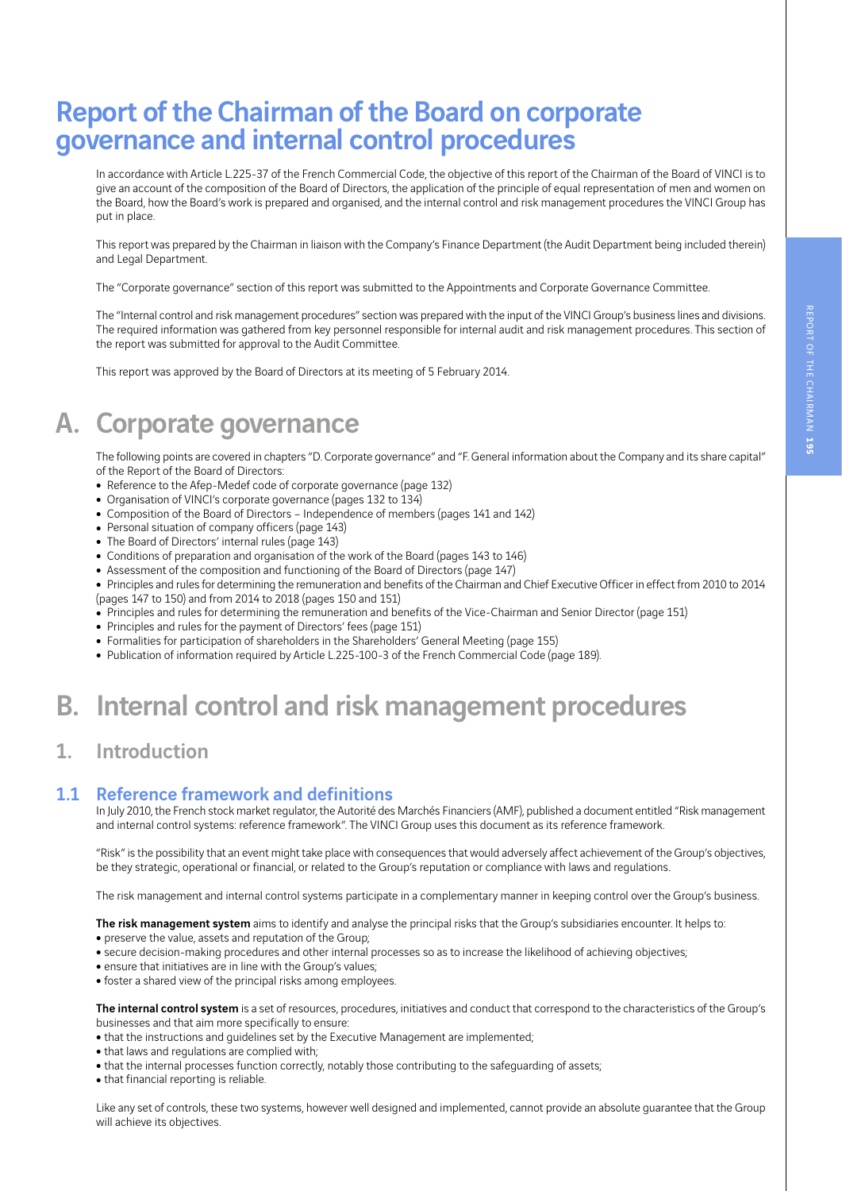# Report of the Chairman of the Board on corporate governance and internal control procedures

In accordance with Article L.225-37 of the French Commercial Code, the objective of this report of the Chairman of the Board of VINCI is to give an account of the composition of the Board of Directors, the application of the principle of equal representation of men and women on the Board, how the Board's work is prepared and organised, and the internal control and risk management procedures the VINCI Group has put in place.

This report was prepared by the Chairman in liaison with the Company's Finance Department (the Audit Department being included therein) and Legal Department.

The "Corporate governance" section of this report was submitted to the Appointments and Corporate Governance Committee.

The "Internal control and risk management procedures" section was prepared with the input of the VINCI Group's business lines and divisions. The required information was gathered from key personnel responsible for internal audit and risk management procedures. This section of the report was submitted for approval to the Audit Committee.

This report was approved by the Board of Directors at its meeting of 5 February 2014.

## A. Corporate governance

The following points are covered in chapters "D. Corporate governance" and "F. General information about the Company and its share capital" of the Report of the Board of Directors:

- Reference to the Afep-Medef code of corporate governance (page 132)
- Organisation of VINCI's corporate governance (pages 132 to 134)
- Composition of the Board of Directors – Independence of members (pages 141 and 142)
- Personal situation of company officers (page 143)
- The Board of Directors' internal rules (page 143)
- Conditions of preparation and organisation of the work of the Board (pages 143 to 146)
- Assessment of the composition and functioning of the Board of Directors (page 147)
- Principles and rules for determining the remuneration and benefits of the Chairman and Chief Executive Officer in effect from 2010 to 2014 (pages 147 to 150) and from 2014 to 2018 (pages 150 and 151)
- Principles and rules for determining the remuneration and benefits of the Vice-Chairman and Senior Director (page 151)
- Principles and rules for the payment of Directors' fees (page 151)
- Formalities for participation of shareholders in the Shareholders' General Meeting (page 155)
- Publication of information required by Article L.225-100-3 of the French Commercial Code (page 189).

## B. Internal control and risk management procedures

### 1. Introduction

### 1.1 Reference framework and definitions

In July 2010, the French stock market regulator, the Autorité des Marchés Financiers (AMF), published a document entitled "Risk management and internal control systems: reference framework". The VINCI Group uses this document as its reference framework.

"Risk" is the possibility that an event might take place with consequences that would adversely affect achievement of the Group's objectives, be they strategic, operational or financial, or related to the Group's reputation or compliance with laws and regulations.

The risk management and internal control systems participate in a complementary manner in keeping control over the Group's business.

**The risk management system** aims to identify and analyse the principal risks that the Group's subsidiaries encounter. It helps to:

- preserve the value, assets and reputation of the Group;
- secure decision-making procedures and other internal processes so as to increase the likelihood of achieving objectives;
- ensure that initiatives are in line with the Group's values;
- foster a shared view of the principal risks among employees.

**The internal control system** is a set of resources, procedures, initiatives and conduct that correspond to the characteristics of the Group's businesses and that aim more specifically to ensure:

- that the instructions and guidelines set by the Executive Management are implemented;
- that laws and regulations are complied with;
- that the internal processes function correctly, notably those contributing to the safeguarding of assets;
- that financial reporting is reliable.

Like any set of controls, these two systems, however well designed and implemented, cannot provide an absolute guarantee that the Group will achieve its objectives.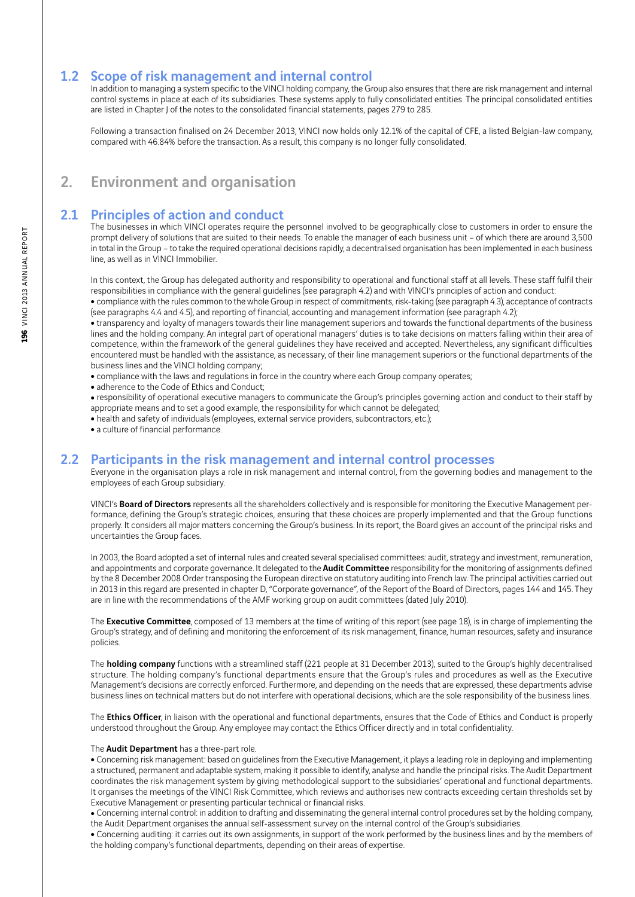## 1.2 Scope of risk management and internal control

In addition to managing a system specific to the VINCI holding company, the Group also ensures that there are risk management and internal control systems in place at each of its subsidiaries. These systems apply to fully consolidated entities. The principal consolidated entities are listed in Chapter J of the notes to the consolidated financial statements, pages 279 to 285.

Following a transaction finalised on 24 December 2013, VINCI now holds only 12.1% of the capital of CFE, a listed Belgian-law company, compared with 46.84% before the transaction. As a result, this company is no longer fully consolidated.

# 2. Environment and organisation

## 2.1 Principles of action and conduct

The businesses in which VINCI operates require the personnel involved to be geographically close to customers in order to ensure the prompt delivery of solutions that are suited to their needs. To enable the manager of each business unit – of which there are around 3,500 in total in the Group – to take the required operational decisions rapidly, a decentralised organisation has been implemented in each business line, as well as in VINCI Immobilier.

In this context, the Group has delegated authority and responsibility to operational and functional staff at all levels. These staff fulfil their responsibilities in compliance with the general guidelines (see paragraph 4.2) and with VINCI's principles of action and conduct:

- compliance with the rules common to the whole Group in respect of commitments, risk-taking (see paragraph 4.3), acceptance of contracts (see paragraphs 4.4 and 4.5), and reporting of financial, accounting and management information (see paragraph 4.2);
- transparency and loyalty of managers towards their line management superiors and towards the functional departments of the business lines and the holding company. An integral part of operational managers' duties is to take decisions on matters falling within their area of competence, within the framework of the general guidelines they have received and accepted. Nevertheless, any significant difficulties encountered must be handled with the assistance, as necessary, of their line management superiors or the functional departments of the business lines and the VINCI holding company;
- compliance with the laws and regulations in force in the country where each Group company operates;
- adherence to the Code of Ethics and Conduct;
- responsibility of operational executive managers to communicate the Group's principles governing action and conduct to their staff by appropriate means and to set a good example, the responsibility for which cannot be delegated;
- health and safety of individuals (employees, external service providers, subcontractors, etc.);
- a culture of financial performance.

## 2.2 Participants in the risk management and internal control processes

Everyone in the organisation plays a role in risk management and internal control, from the governing bodies and management to the employees of each Group subsidiary.

VINCI's **Board of Directors** represents all the shareholders collectively and is responsible for monitoring the Executive Management performance, defining the Group's strategic choices, ensuring that these choices are properly implemented and that the Group functions properly. It considers all major matters concerning the Group's business. In its report, the Board gives an account of the principal risks and uncertainties the Group faces.

In 2003, the Board adopted a set of internal rules and created several specialised committees: audit, strategy and investment, remuneration, and appointments and corporate governance. It delegated to the **Audit Committee** responsibility for the monitoring of assignments defined by the 8 December 2008 Order transposing the European directive on statutory auditing into French law. The principal activities carried out in 2013 in this regard are presented in chapter D, "Corporate governance", of the Report of the Board of Directors, pages 144 and 145. They are in line with the recommendations of the AMF working group on audit committees (dated July 2010).

The **Executive Committee**, composed of 13 members at the time of writing of this report (see page 18), is in charge of implementing the Group's strategy, and of defining and monitoring the enforcement of its risk management, finance, human resources, safety and insurance policies.

The **holding company** functions with a streamlined staff (221 people at 31 December 2013), suited to the Group's highly decentralised structure. The holding company's functional departments ensure that the Group's rules and procedures as well as the Executive Management's decisions are correctly enforced. Furthermore, and depending on the needs that are expressed, these departments advise business lines on technical matters but do not interfere with operational decisions, which are the sole responsibility of the business lines.

The **Ethics Officer**, in liaison with the operational and functional departments, ensures that the Code of Ethics and Conduct is properly understood throughout the Group. Any employee may contact the Ethics Officer directly and in total confidentiality.

The **Audit Department** has a three-part role.

- Concerning risk management: based on guidelines from the Executive Management, it plays a leading role in deploying and implementing a structured, permanent and adaptable system, making it possible to identify, analyse and handle the principal risks. The Audit Department coordinates the risk management system by giving methodological support to the subsidiaries' operational and functional departments. It organises the meetings of the VINCI Risk Committee, which reviews and authorises new contracts exceeding certain thresholds set by Executive Management or presenting particular technical or financial risks.
- Concerning internal control: in addition to drafting and disseminating the general internal control procedures set by the holding company, the Audit Department organises the annual self-assessment survey on the internal control of the Group's subsidiaries.
- Concerning auditing: it carries out its own assignments, in support of the work performed by the business lines and by the members of the holding company's functional departments, depending on their areas of expertise.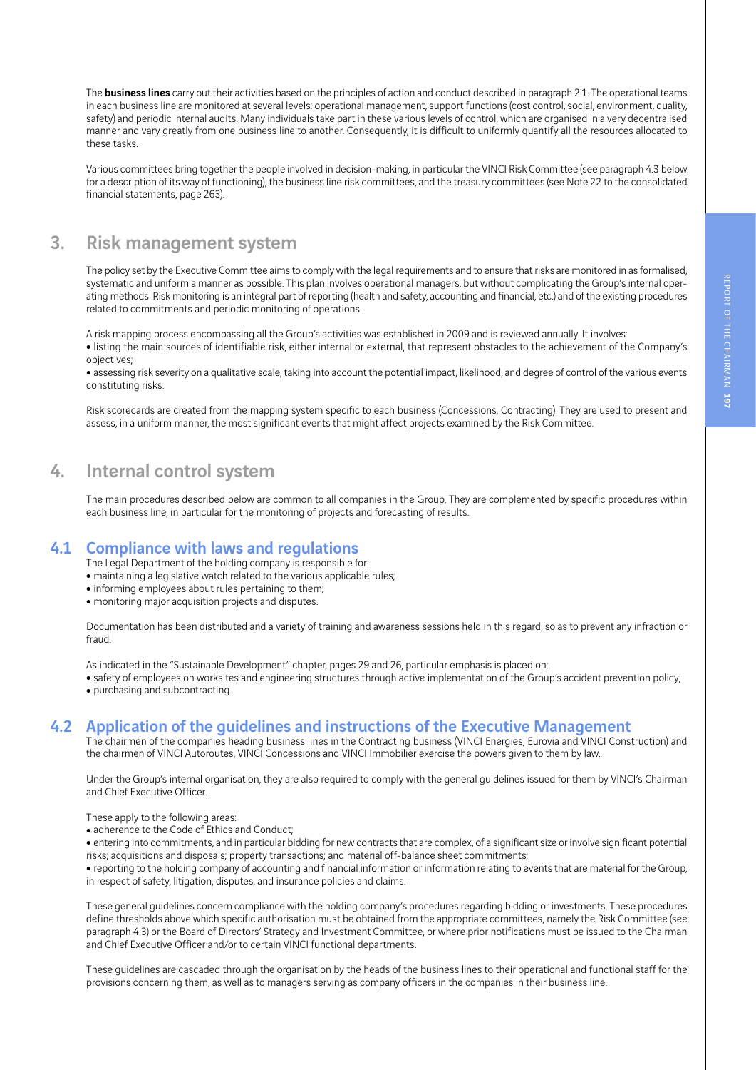The **business lines** carry out their activities based on the principles of action and conduct described in paragraph 2.1. The operational teams in each business line are monitored at several levels: operational management, support functions (cost control, social, environment, quality, safety) and periodic internal audits. Many individuals take part in these various levels of control, which are organised in a very decentralised manner and vary greatly from one business line to another. Consequently, it is difficult to uniformly quantify all the resources allocated to these tasks.

Various committees bring together the people involved in decision-making, in particular the VINCI Risk Committee (see paragraph 4.3 below for a description of its way of functioning), the business line risk committees, and the treasury committees (see Note 22 to the consolidated financial statements, page 263).

## 3. Risk management system

The policy set by the Executive Committee aims to comply with the legal requirements and to ensure that risks are monitored in as formalised, systematic and uniform a manner as possible. This plan involves operational managers, but without complicating the Group's internal operating methods. Risk monitoring is an integral part of reporting (health and safety, accounting and financial, etc.) and of the existing procedures related to commitments and periodic monitoring of operations.

A risk mapping process encompassing all the Group's activities was established in 2009 and is reviewed annually. It involves:

- listing the main sources of identifiable risk, either internal or external, that represent obstacles to the achievement of the Company's objectives;
- assessing risk severity on a qualitative scale, taking into account the potential impact, likelihood, and degree of control of the various events constituting risks.

Risk scorecards are created from the mapping system specific to each business (Concessions, Contracting). They are used to present and assess, in a uniform manner, the most significant events that might affect projects examined by the Risk Committee.

## 4. Internal control system

The main procedures described below are common to all companies in the Group. They are complemented by specific procedures within each business line, in particular for the monitoring of projects and forecasting of results.

### 4.1 Compliance with laws and regulations

The Legal Department of the holding company is responsible for:

- maintaining a legislative watch related to the various applicable rules;
- informing employees about rules pertaining to them;
- monitoring major acquisition projects and disputes.

Documentation has been distributed and a variety of training and awareness sessions held in this regard, so as to prevent any infraction or fraud.

As indicated in the "Sustainable Development" chapter, pages 29 and 26, particular emphasis is placed on:

- safety of employees on worksites and engineering structures through active implementation of the Group's accident prevention policy;
- purchasing and subcontracting.

### 4.2 Application of the guidelines and instructions of the Executive Management

The chairmen of the companies heading business lines in the Contracting business (VINCI Energies, Eurovia and VINCI Construction) and the chairmen of VINCI Autoroutes, VINCI Concessions and VINCI Immobilier exercise the powers given to them by law.

Under the Group's internal organisation, they are also required to comply with the general guidelines issued for them by VINCI's Chairman and Chief Executive Officer.

These apply to the following areas:

- adherence to the Code of Ethics and Conduct;
- entering into commitments, and in particular bidding for new contracts that are complex, of a significant size or involve significant potential risks; acquisitions and disposals; property transactions; and material off-balance sheet commitments;
- reporting to the holding company of accounting and financial information or information relating to events that are material for the Group, in respect of safety, litigation, disputes, and insurance policies and claims.

These general guidelines concern compliance with the holding company's procedures regarding bidding or investments. These procedures define thresholds above which specific authorisation must be obtained from the appropriate committees, namely the Risk Committee (see paragraph 4.3) or the Board of Directors' Strategy and Investment Committee, or where prior notifications must be issued to the Chairman and Chief Executive Officer and/or to certain VINCI functional departments.

These guidelines are cascaded through the organisation by the heads of the business lines to their operational and functional staff for the provisions concerning them, as well as to managers serving as company officers in the companies in their business line.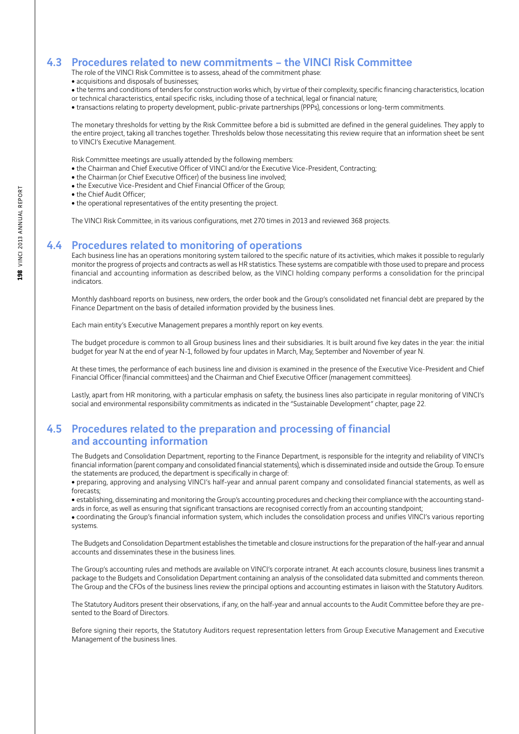## 4.3 Procedures related to new commitments – the VINCI Risk Committee

The role of the VINCI Risk Committee is to assess, ahead of the commitment phase:

- acquisitions and disposals of businesses;
- the terms and conditions of tenders for construction works which, by virtue of their complexity, specific financing characteristics, location or technical characteristics, entail specific risks, including those of a technical, legal or financial nature;
- transactions relating to property development, public-private partnerships (PPPs), concessions or long-term commitments.

The monetary thresholds for vetting by the Risk Committee before a bid is submitted are defined in the general guidelines. They apply to the entire project, taking all tranches together. Thresholds below those necessitating this review require that an information sheet be sent to VINCI's Executive Management.

Risk Committee meetings are usually attended by the following members:

- the Chairman and Chief Executive Officer of VINCI and/or the Executive Vice-President, Contracting;
- the Chairman (or Chief Executive Officer) of the business line involved;
- the Executive Vice-President and Chief Financial Officer of the Group;
- the Chief Audit Officer;
- the operational representatives of the entity presenting the project.

The VINCI Risk Committee, in its various configurations, met 270 times in 2013 and reviewed 368 projects.

## 4.4 Procedures related to monitoring of operations

Each business line has an operations monitoring system tailored to the specific nature of its activities, which makes it possible to regularly monitor the progress of projects and contracts as well as HR statistics. These systems are compatible with those used to prepare and process financial and accounting information as described below, as the VINCI holding company performs a consolidation for the principal indicators.

Monthly dashboard reports on business, new orders, the order book and the Group's consolidated net financial debt are prepared by the Finance Department on the basis of detailed information provided by the business lines.

Each main entity's Executive Management prepares a monthly report on key events.

The budget procedure is common to all Group business lines and their subsidiaries. It is built around five key dates in the year: the initial budget for year N at the end of year N-1, followed by four updates in March, May, September and November of year N.

At these times, the performance of each business line and division is examined in the presence of the Executive Vice-President and Chief Financial Officer (financial committees) and the Chairman and Chief Executive Officer (management committees).

Lastly, apart from HR monitoring, with a particular emphasis on safety, the business lines also participate in regular monitoring of VINCI's social and environmental responsibility commitments as indicated in the "Sustainable Development" chapter, page 22.

## 4.5 Procedures related to the preparation and processing of financial and accounting information

The Budgets and Consolidation Department, reporting to the Finance Department, is responsible for the integrity and reliability of VINCI's financial information (parent company and consolidated financial statements), which is disseminated inside and outside the Group. To ensure the statements are produced, the department is specifically in charge of:

- preparing, approving and analysing VINCI's half-year and annual parent company and consolidated financial statements, as well as forecasts;
- establishing, disseminating and monitoring the Group's accounting procedures and checking their compliance with the accounting standards in force, as well as ensuring that significant transactions are recognised correctly from an accounting standpoint;
- coordinating the Group's financial information system, which includes the consolidation process and unifies VINCI's various reporting systems.

The Budgets and Consolidation Department establishes the timetable and closure instructions for the preparation of the half-year and annual accounts and disseminates these in the business lines.

The Group's accounting rules and methods are available on VINCI's corporate intranet. At each accounts closure, business lines transmit a package to the Budgets and Consolidation Department containing an analysis of the consolidated data submitted and comments thereon. The Group and the CFOs of the business lines review the principal options and accounting estimates in liaison with the Statutory Auditors.

The Statutory Auditors present their observations, if any, on the half-year and annual accounts to the Audit Committee before they are presented to the Board of Directors.

Before signing their reports, the Statutory Auditors request representation letters from Group Executive Management and Executive Management of the business lines.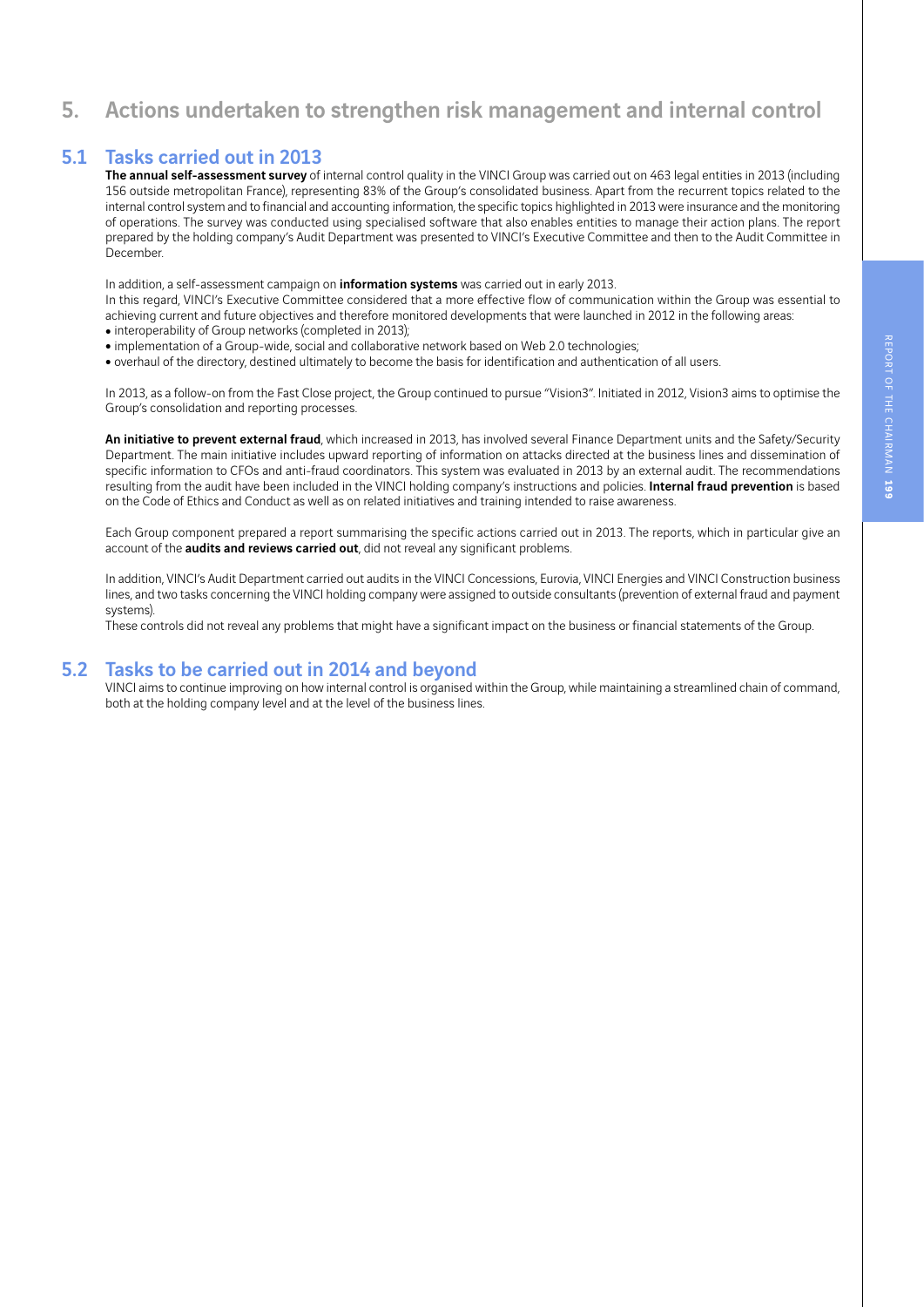## 5. Actions undertaken to strengthen risk management and internal control

### 5.1 Tasks carried out in 2013

**The annual self-assessment survey** of internal control quality in the VINCI Group was carried out on 463 legal entities in 2013 (including 156 outside metropolitan France), representing 83% of the Group's consolidated business. Apart from the recurrent topics related to the internal control system and to financial and accounting information, the specific topics highlighted in 2013 were insurance and the monitoring of operations. The survey was conducted using specialised software that also enables entities to manage their action plans. The report prepared by the holding company's Audit Department was presented to VINCI's Executive Committee and then to the Audit Committee in December.

In addition, a self-assessment campaign on **information systems** was carried out in early 2013.
In this regard, VINCI's Executive Committee considered that a more effective flow of communication within the Group was essential to achieving current and future objectives and therefore monitored developments that were launched in 2012 in the following areas:

- interoperability of Group networks (completed in 2013);
- implementation of a Group-wide, social and collaborative network based on Web 2.0 technologies;
- overhaul of the directory, destined ultimately to become the basis for identification and authentication of all users.

In 2013, as a follow-on from the Fast Close project, the Group continued to pursue "Vision3". Initiated in 2012, Vision3 aims to optimise the Group's consolidation and reporting processes.

**An initiative to prevent external fraud**, which increased in 2013, has involved several Finance Department units and the Safety/Security Department. The main initiative includes upward reporting of information on attacks directed at the business lines and dissemination of specific information to CFOs and anti-fraud coordinators. This system was evaluated in 2013 by an external audit. The recommendations resulting from the audit have been included in the VINCI holding company's instructions and policies. **Internal fraud prevention** is based on the Code of Ethics and Conduct as well as on related initiatives and training intended to raise awareness.

Each Group component prepared a report summarising the specific actions carried out in 2013. The reports, which in particular give an account of the **audits and reviews carried out**, did not reveal any significant problems.

In addition, VINCI's Audit Department carried out audits in the VINCI Concessions, Eurovia, VINCI Energies and VINCI Construction business lines, and two tasks concerning the VINCI holding company were assigned to outside consultants (prevention of external fraud and payment systems).
These controls did not reveal any problems that might have a significant impact on the business or financial statements of the Group.

### 5.2 Tasks to be carried out in 2014 and beyond

VINCI aims to continue improving on how internal control is organised within the Group, while maintaining a streamlined chain of command, both at the holding company level and at the level of the business lines.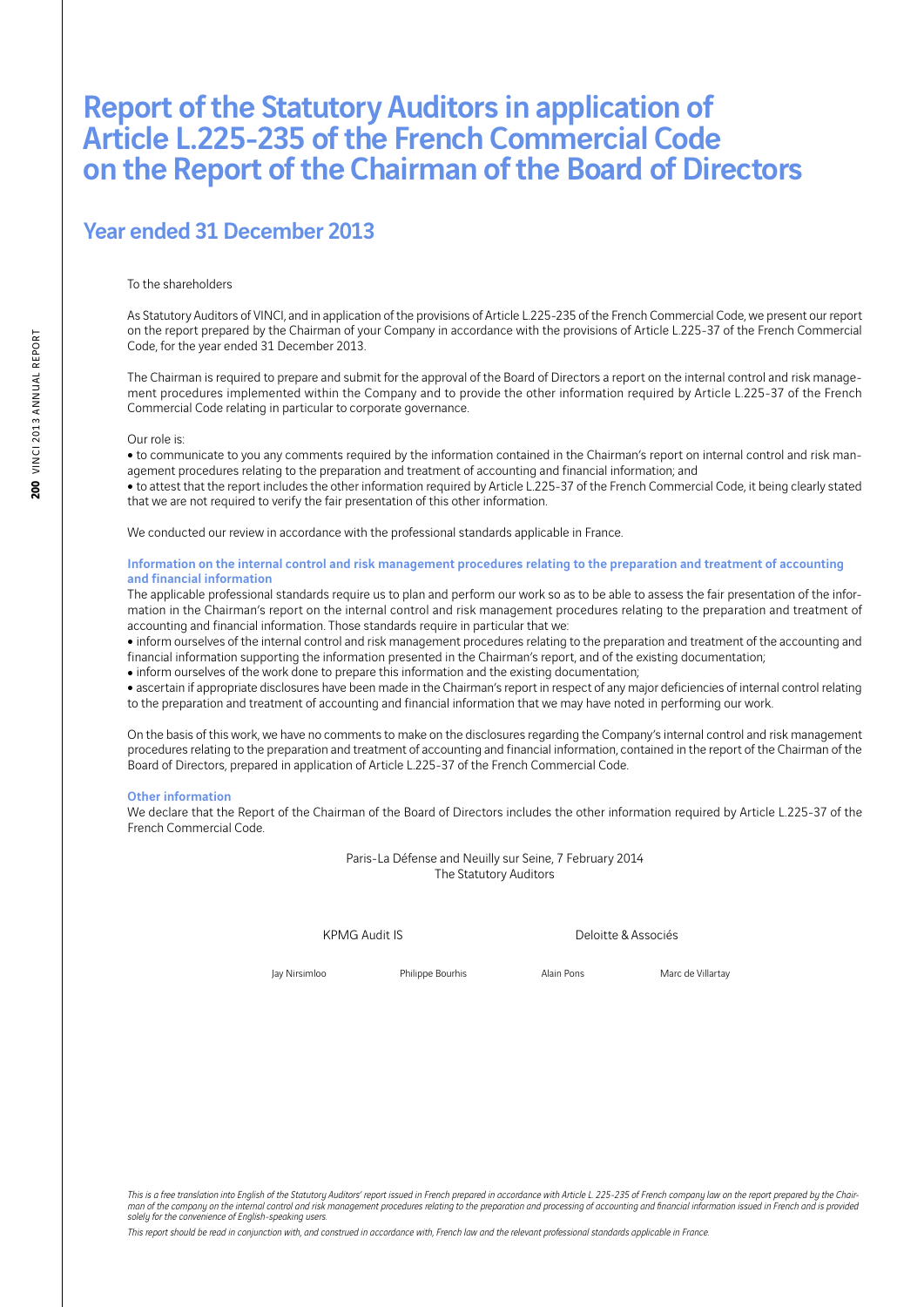# Report of the Statutory Auditors in application of Article L.225-235 of the French Commercial Code on the Report of the Chairman of the Board of Directors

## Year ended 31 December 2013

To the shareholders

As Statutory Auditors of VINCI, and in application of the provisions of Article L.225-235 of the French Commercial Code, we present our report on the report prepared by the Chairman of your Company in accordance with the provisions of Article L.225-37 of the French Commercial Code, for the year ended 31 December 2013.

The Chairman is required to prepare and submit for the approval of the Board of Directors a report on the internal control and risk management procedures implemented within the Company and to provide the other information required by Article L.225-37 of the French Commercial Code relating in particular to corporate governance.

Our role is:

- to communicate to you any comments required by the information contained in the Chairman's report on internal control and risk management procedures relating to the preparation and treatment of accounting and financial information; and
- to attest that the report includes the other information required by Article L.225-37 of the French Commercial Code, it being clearly stated that we are not required to verify the fair presentation of this other information.

We conducted our review in accordance with the professional standards applicable in France.

**Information on the internal control and risk management procedures relating to the preparation and treatment of accounting and financial information**

The applicable professional standards require us to plan and perform our work so as to be able to assess the fair presentation of the information in the Chairman's report on the internal control and risk management procedures relating to the preparation and treatment of accounting and financial information. Those standards require in particular that we:

- inform ourselves of the internal control and risk management procedures relating to the preparation and treatment of the accounting and financial information supporting the information presented in the Chairman's report, and of the existing documentation;
- inform ourselves of the work done to prepare this information and the existing documentation;
- ascertain if appropriate disclosures have been made in the Chairman's report in respect of any major deficiencies of internal control relating to the preparation and treatment of accounting and financial information that we may have noted in performing our work.

On the basis of this work, we have no comments to make on the disclosures regarding the Company's internal control and risk management procedures relating to the preparation and treatment of accounting and financial information, contained in the report of the Chairman of the Board of Directors, prepared in application of Article L.225-37 of the French Commercial Code.

**Other information**

We declare that the Report of the Chairman of the Board of Directors includes the other information required by Article L.225-37 of the French Commercial Code.

Paris-La Défense and Neuilly sur Seine, 7 February 2014
The Statutory Auditors

KPMG Audit IS — Jay Nirsimloo, Philippe Bourhis

Deloitte & Associés — Alain Pons, Marc de Villartay

*This is a free translation into English of the Statutory Auditors' report issued in French prepared in accordance with Article L. 225-235 of French company law on the report prepared by the Chairman of the company on the internal control and risk management procedures relating to the preparation and processing of accounting and financial information issued in French and is provided solely for the convenience of English-speaking users.*

*This report should be read in conjunction with, and construed in accordance with, French law and the relevant professional standards applicable in France.*